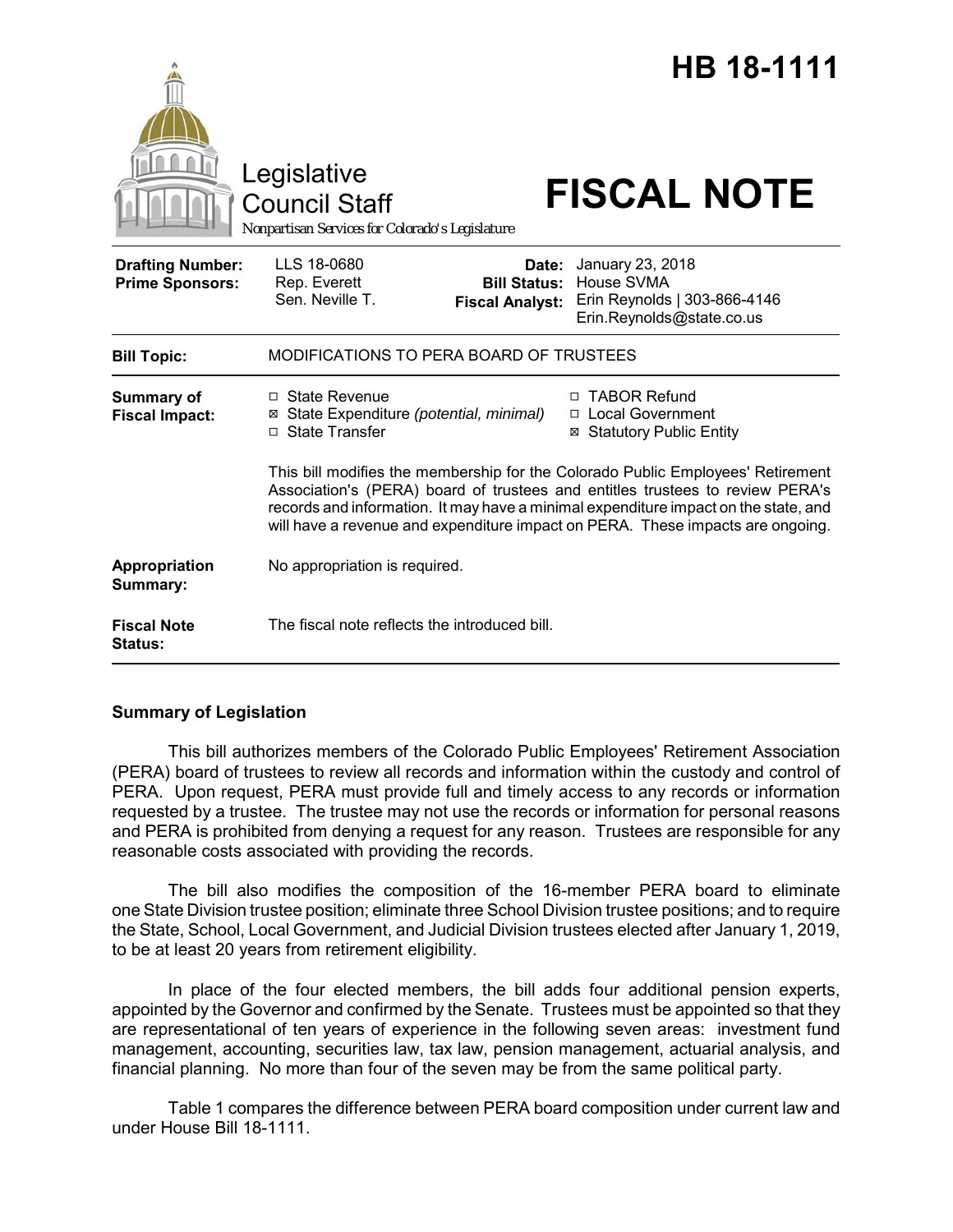# HB 18-1111

Legislative Council Staff

Nonpartisan Services for Colorado's Legislature

# FISCAL NOTE

| | | | |
|---|---|---|---|
| **Drafting Number:** | LLS 18-0680 | **Date:** | January 23, 2018 |
| **Prime Sponsors:** | Rep. Everett<br>Sen. Neville T. | **Bill Status:** | House SVMA |
| | | **Fiscal Analyst:** | Erin Reynolds \| 303-866-4146<br>Erin.Reynolds@state.co.us |

| | |
|---|---|
| **Bill Topic:** | MODIFICATIONS TO PERA BOARD OF TRUSTEES |
| **Summary of Fiscal Impact:** | ☐ State Revenue<br>☒ State Expenditure *(potential, minimal)*<br>☐ State Transfer<br>☐ TABOR Refund<br>☐ Local Government<br>☒ Statutory Public Entity<br><br>This bill modifies the membership for the Colorado Public Employees' Retirement Association's (PERA) board of trustees and entitles trustees to review PERA's records and information. It may have a minimal expenditure impact on the state, and will have a revenue and expenditure impact on PERA. These impacts are ongoing. |
| **Appropriation Summary:** | No appropriation is required. |
| **Fiscal Note Status:** | The fiscal note reflects the introduced bill. |

## Summary of Legislation

This bill authorizes members of the Colorado Public Employees' Retirement Association (PERA) board of trustees to review all records and information within the custody and control of PERA. Upon request, PERA must provide full and timely access to any records or information requested by a trustee. The trustee may not use the records or information for personal reasons and PERA is prohibited from denying a request for any reason. Trustees are responsible for any reasonable costs associated with providing the records.

The bill also modifies the composition of the 16-member PERA board to eliminate one State Division trustee position; eliminate three School Division trustee positions; and to require the State, School, Local Government, and Judicial Division trustees elected after January 1, 2019, to be at least 20 years from retirement eligibility.

In place of the four elected members, the bill adds four additional pension experts, appointed by the Governor and confirmed by the Senate. Trustees must be appointed so that they are representational of ten years of experience in the following seven areas: investment fund management, accounting, securities law, tax law, pension management, actuarial analysis, and financial planning. No more than four of the seven may be from the same political party.

Table 1 compares the difference between PERA board composition under current law and under House Bill 18-1111.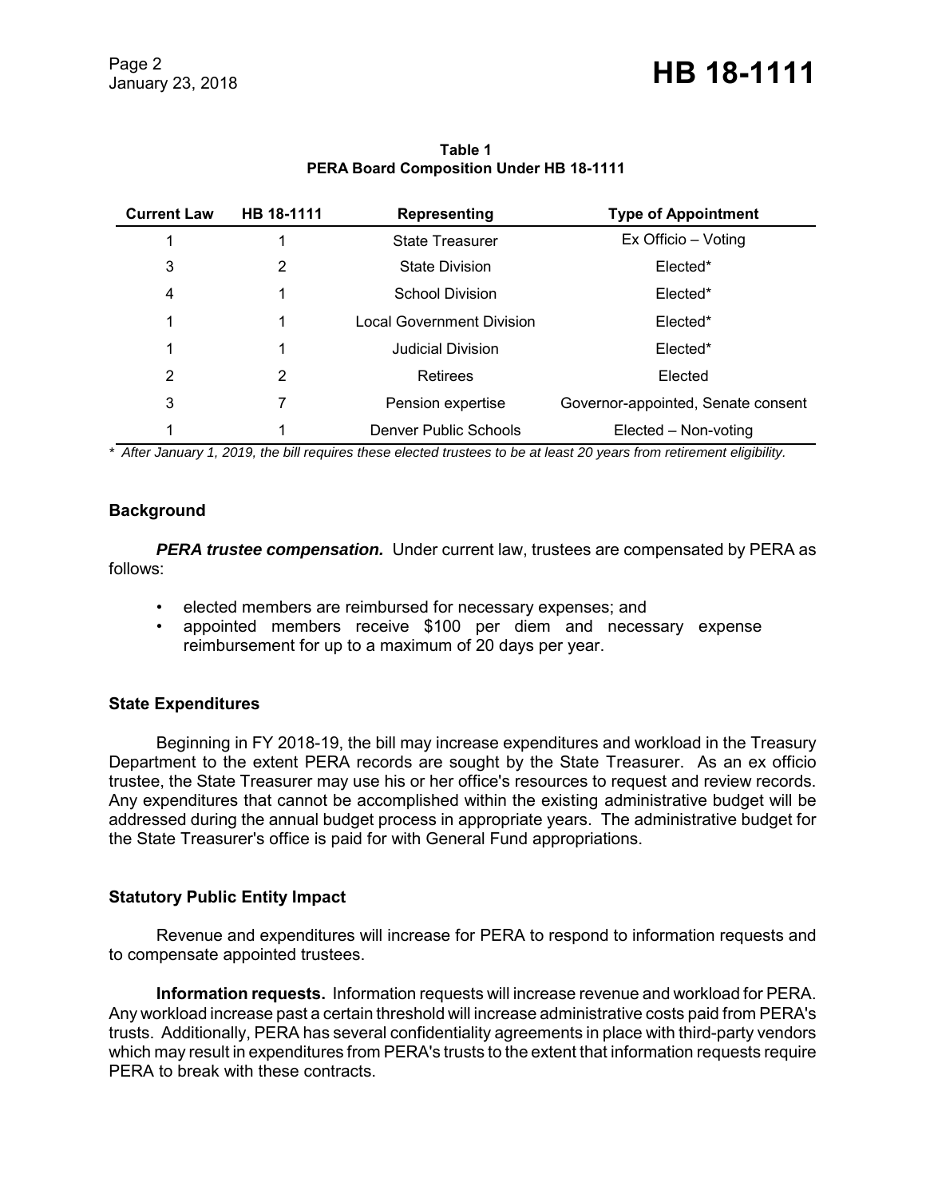**Table 1**
**PERA Board Composition Under HB 18-1111**

| Current Law | HB 18-1111 | Representing | Type of Appointment |
|---|---|---|---|
| 1 | 1 | State Treasurer | Ex Officio – Voting |
| 3 | 2 | State Division | Elected* |
| 4 | 1 | School Division | Elected* |
| 1 | 1 | Local Government Division | Elected* |
| 1 | 1 | Judicial Division | Elected* |
| 2 | 2 | Retirees | Elected |
| 3 | 7 | Pension expertise | Governor-appointed, Senate consent |
| 1 | 1 | Denver Public Schools | Elected – Non-voting |

*\* After January 1, 2019, the bill requires these elected trustees to be at least 20 years from retirement eligibility.*

## Background

***PERA trustee compensation.*** Under current law, trustees are compensated by PERA as follows:

- elected members are reimbursed for necessary expenses; and
- appointed members receive $100 per diem and necessary expense reimbursement for up to a maximum of 20 days per year.

## State Expenditures

Beginning in FY 2018-19, the bill may increase expenditures and workload in the Treasury Department to the extent PERA records are sought by the State Treasurer. As an ex officio trustee, the State Treasurer may use his or her office's resources to request and review records. Any expenditures that cannot be accomplished within the existing administrative budget will be addressed during the annual budget process in appropriate years. The administrative budget for the State Treasurer's office is paid for with General Fund appropriations.

## Statutory Public Entity Impact

Revenue and expenditures will increase for PERA to respond to information requests and to compensate appointed trustees.

**Information requests.** Information requests will increase revenue and workload for PERA. Any workload increase past a certain threshold will increase administrative costs paid from PERA's trusts. Additionally, PERA has several confidentiality agreements in place with third-party vendors which may result in expenditures from PERA's trusts to the extent that information requests require PERA to break with these contracts.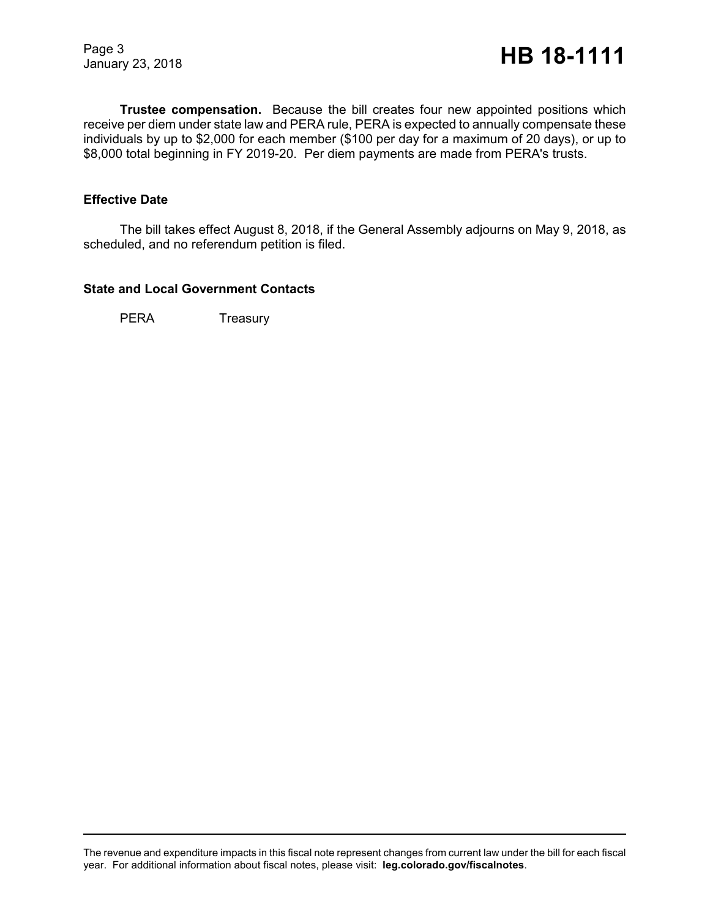**Trustee compensation.** Because the bill creates four new appointed positions which receive per diem under state law and PERA rule, PERA is expected to annually compensate these individuals by up to $2,000 for each member ($100 per day for a maximum of 20 days), or up to $8,000 total beginning in FY 2019-20. Per diem payments are made from PERA's trusts.

### Effective Date

The bill takes effect August 8, 2018, if the General Assembly adjourns on May 9, 2018, as scheduled, and no referendum petition is filed.

### State and Local Government Contacts

PERA Treasury

The revenue and expenditure impacts in this fiscal note represent changes from current law under the bill for each fiscal year. For additional information about fiscal notes, please visit: **leg.colorado.gov/fiscalnotes**.